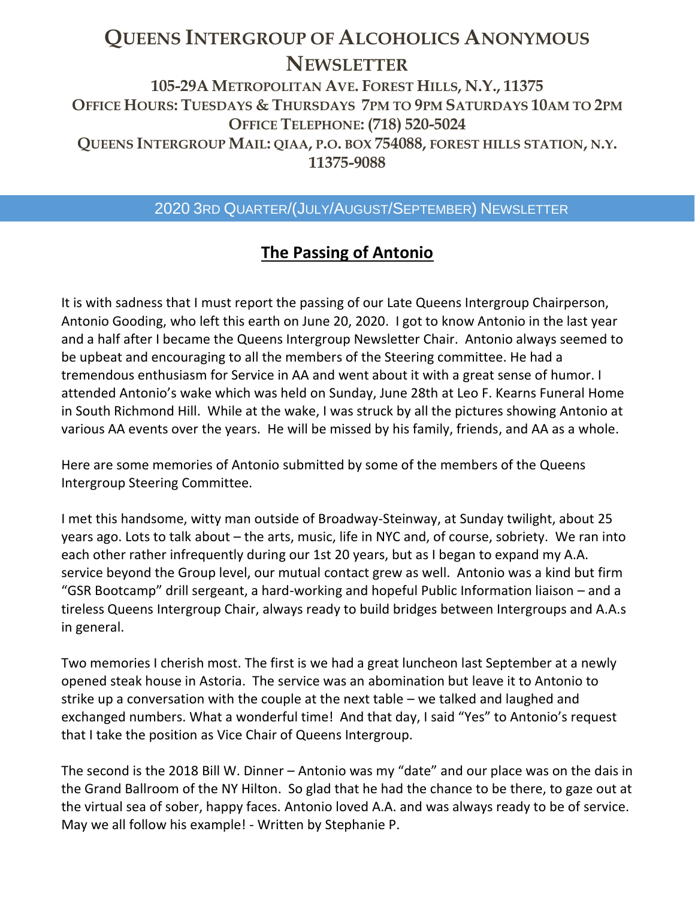# Queens Intergroup of Alcoholics Anonymous Newsletter

**105-29A Metropolitan Ave. Forest Hills, N.Y., 11375**
**Office Hours: Tuesdays & Thursdays 7PM to 9PM Saturdays 10AM to 2PM**
**Office Telephone: (718) 520-5024**
**Queens Intergroup Mail: QIAA, P.O. Box 754088, Forest Hills Station, N.Y. 11375-9088**

## 2020 3rd Quarter/(July/August/September) Newsletter

## The Passing of Antonio

It is with sadness that I must report the passing of our Late Queens Intergroup Chairperson, Antonio Gooding, who left this earth on June 20, 2020. I got to know Antonio in the last year and a half after I became the Queens Intergroup Newsletter Chair. Antonio always seemed to be upbeat and encouraging to all the members of the Steering committee. He had a tremendous enthusiasm for Service in AA and went about it with a great sense of humor. I attended Antonio's wake which was held on Sunday, June 28th at Leo F. Kearns Funeral Home in South Richmond Hill. While at the wake, I was struck by all the pictures showing Antonio at various AA events over the years. He will be missed by his family, friends, and AA as a whole.

Here are some memories of Antonio submitted by some of the members of the Queens Intergroup Steering Committee.

I met this handsome, witty man outside of Broadway-Steinway, at Sunday twilight, about 25 years ago. Lots to talk about – the arts, music, life in NYC and, of course, sobriety. We ran into each other rather infrequently during our 1st 20 years, but as I began to expand my A.A. service beyond the Group level, our mutual contact grew as well. Antonio was a kind but firm "GSR Bootcamp" drill sergeant, a hard-working and hopeful Public Information liaison – and a tireless Queens Intergroup Chair, always ready to build bridges between Intergroups and A.A.s in general.

Two memories I cherish most. The first is we had a great luncheon last September at a newly opened steak house in Astoria. The service was an abomination but leave it to Antonio to strike up a conversation with the couple at the next table – we talked and laughed and exchanged numbers. What a wonderful time! And that day, I said "Yes" to Antonio's request that I take the position as Vice Chair of Queens Intergroup.

The second is the 2018 Bill W. Dinner – Antonio was my "date" and our place was on the dais in the Grand Ballroom of the NY Hilton. So glad that he had the chance to be there, to gaze out at the virtual sea of sober, happy faces. Antonio loved A.A. and was always ready to be of service. May we all follow his example! - Written by Stephanie P.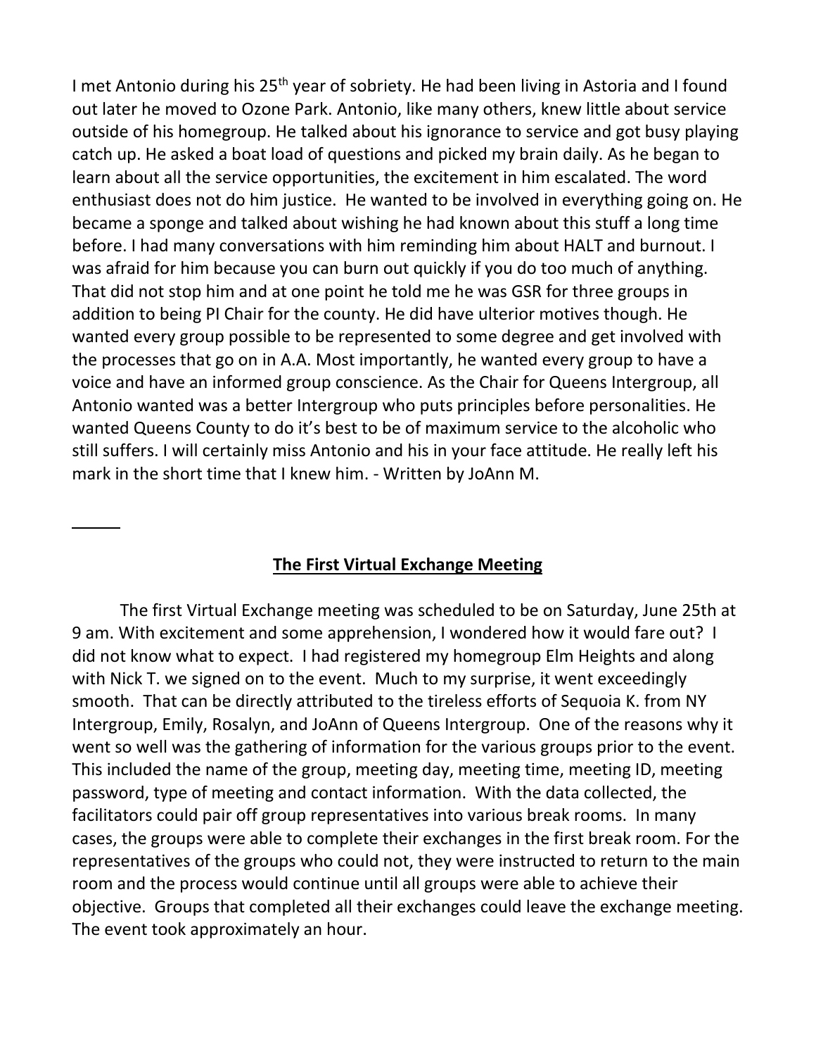I met Antonio during his 25th year of sobriety. He had been living in Astoria and I found out later he moved to Ozone Park. Antonio, like many others, knew little about service outside of his homegroup. He talked about his ignorance to service and got busy playing catch up. He asked a boat load of questions and picked my brain daily. As he began to learn about all the service opportunities, the excitement in him escalated. The word enthusiast does not do him justice. He wanted to be involved in everything going on. He became a sponge and talked about wishing he had known about this stuff a long time before. I had many conversations with him reminding him about HALT and burnout. I was afraid for him because you can burn out quickly if you do too much of anything. That did not stop him and at one point he told me he was GSR for three groups in addition to being PI Chair for the county. He did have ulterior motives though. He wanted every group possible to be represented to some degree and get involved with the processes that go on in A.A. Most importantly, he wanted every group to have a voice and have an informed group conscience. As the Chair for Queens Intergroup, all Antonio wanted was a better Intergroup who puts principles before personalities. He wanted Queens County to do it's best to be of maximum service to the alcoholic who still suffers. I will certainly miss Antonio and his in your face attitude. He really left his mark in the short time that I knew him. - Written by JoAnn M.

---

## The First Virtual Exchange Meeting

The first Virtual Exchange meeting was scheduled to be on Saturday, June 25th at 9 am. With excitement and some apprehension, I wondered how it would fare out? I did not know what to expect. I had registered my homegroup Elm Heights and along with Nick T. we signed on to the event. Much to my surprise, it went exceedingly smooth. That can be directly attributed to the tireless efforts of Sequoia K. from NY Intergroup, Emily, Rosalyn, and JoAnn of Queens Intergroup. One of the reasons why it went so well was the gathering of information for the various groups prior to the event. This included the name of the group, meeting day, meeting time, meeting ID, meeting password, type of meeting and contact information. With the data collected, the facilitators could pair off group representatives into various break rooms. In many cases, the groups were able to complete their exchanges in the first break room. For the representatives of the groups who could not, they were instructed to return to the main room and the process would continue until all groups were able to achieve their objective. Groups that completed all their exchanges could leave the exchange meeting. The event took approximately an hour.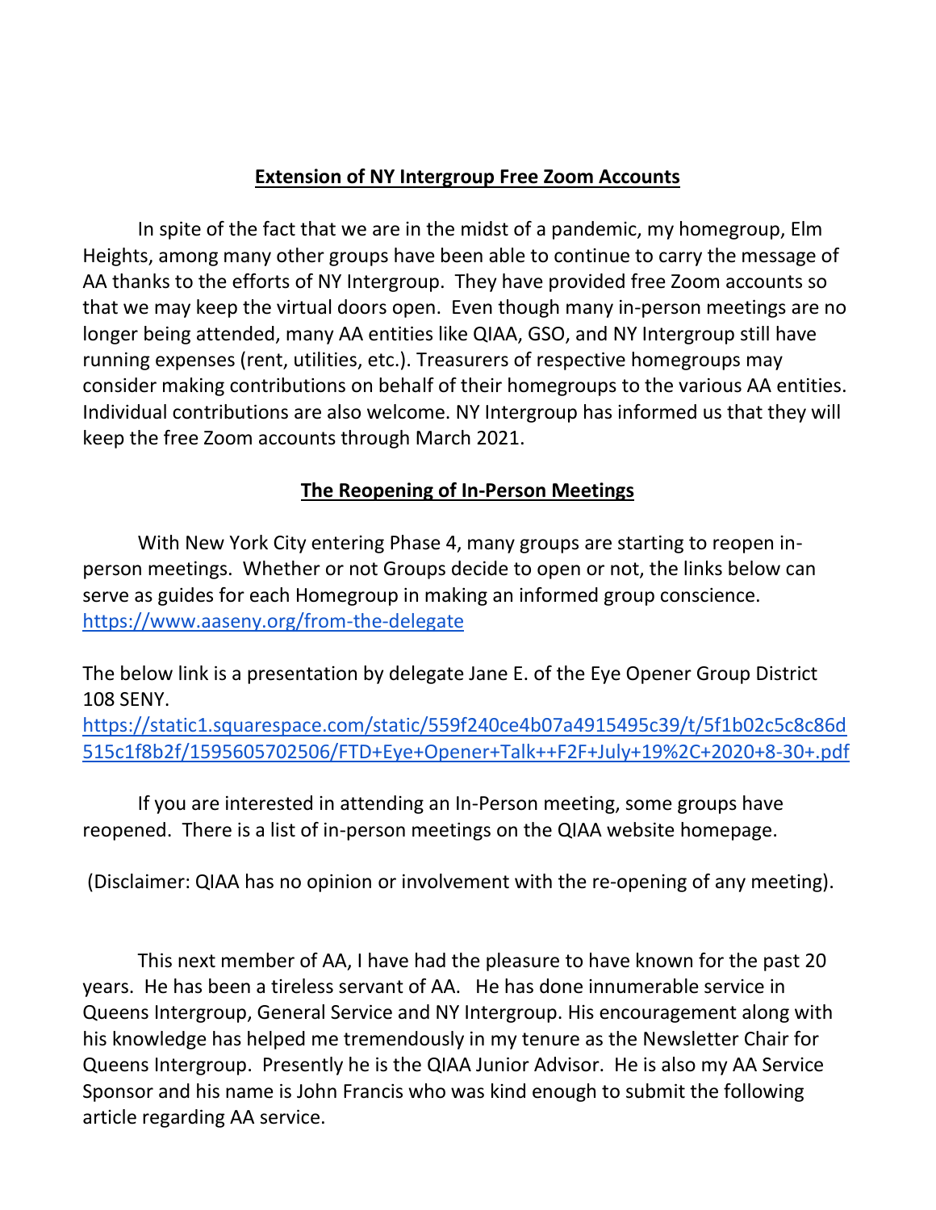## Extension of NY Intergroup Free Zoom Accounts

In spite of the fact that we are in the midst of a pandemic, my homegroup, Elm Heights, among many other groups have been able to continue to carry the message of AA thanks to the efforts of NY Intergroup. They have provided free Zoom accounts so that we may keep the virtual doors open. Even though many in-person meetings are no longer being attended, many AA entities like QIAA, GSO, and NY Intergroup still have running expenses (rent, utilities, etc.). Treasurers of respective homegroups may consider making contributions on behalf of their homegroups to the various AA entities. Individual contributions are also welcome. NY Intergroup has informed us that they will keep the free Zoom accounts through March 2021.

## The Reopening of In-Person Meetings

With New York City entering Phase 4, many groups are starting to reopen in-person meetings. Whether or not Groups decide to open or not, the links below can serve as guides for each Homegroup in making an informed group conscience.
https://www.aaseny.org/from-the-delegate

The below link is a presentation by delegate Jane E. of the Eye Opener Group District 108 SENY.
https://static1.squarespace.com/static/559f240ce4b07a4915495c39/t/5f1b02c5c8c86d515c1f8b2f/1595605702506/FTD+Eye+Opener+Talk++F2F+July+19%2C+2020+8-30+.pdf

If you are interested in attending an In-Person meeting, some groups have reopened. There is a list of in-person meetings on the QIAA website homepage.

(Disclaimer: QIAA has no opinion or involvement with the re-opening of any meeting).

This next member of AA, I have had the pleasure to have known for the past 20 years. He has been a tireless servant of AA. He has done innumerable service in Queens Intergroup, General Service and NY Intergroup. His encouragement along with his knowledge has helped me tremendously in my tenure as the Newsletter Chair for Queens Intergroup. Presently he is the QIAA Junior Advisor. He is also my AA Service Sponsor and his name is John Francis who was kind enough to submit the following article regarding AA service.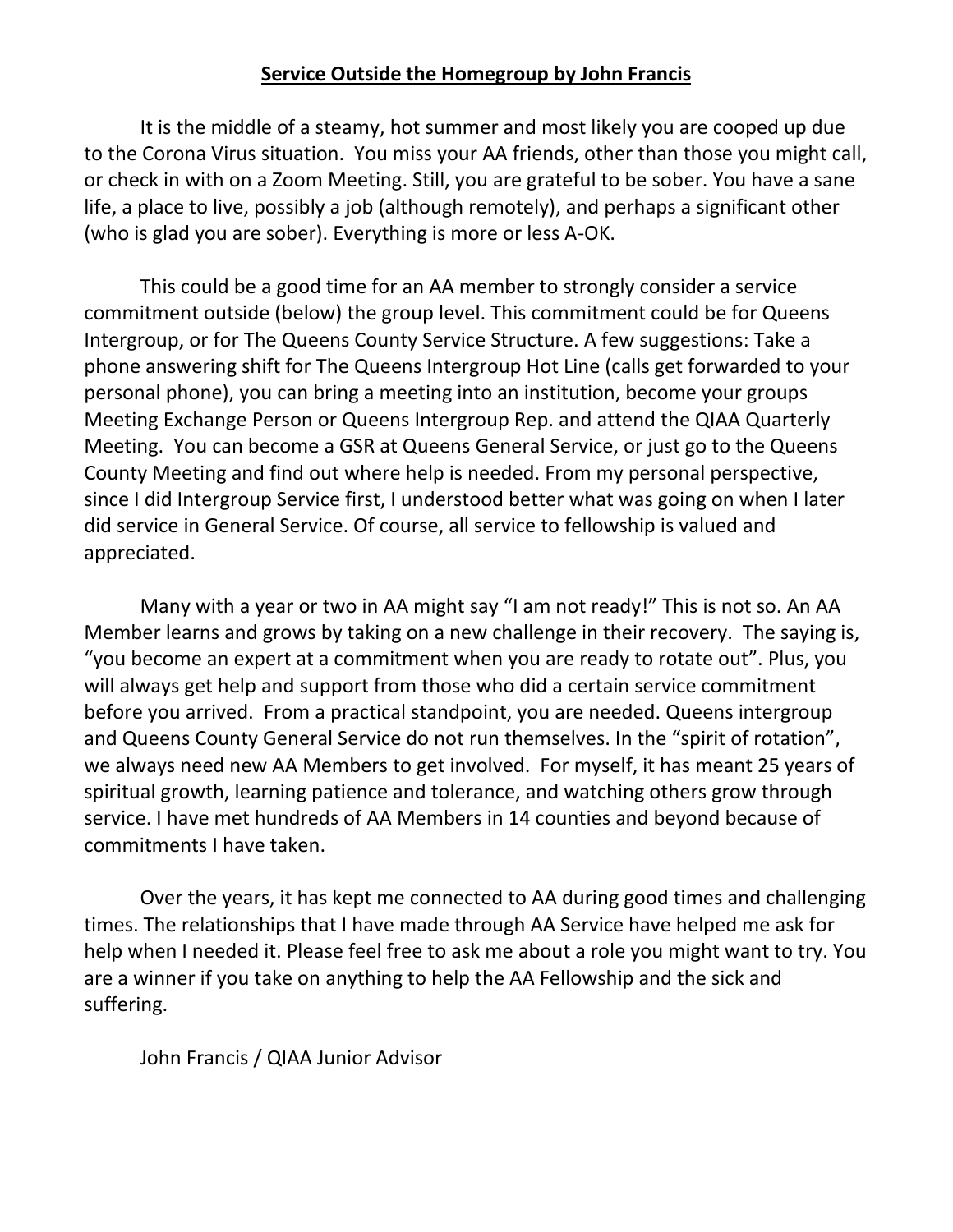## **Service Outside the Homegroup by John Francis**

It is the middle of a steamy, hot summer and most likely you are cooped up due to the Corona Virus situation. You miss your AA friends, other than those you might call, or check in with on a Zoom Meeting. Still, you are grateful to be sober. You have a sane life, a place to live, possibly a job (although remotely), and perhaps a significant other (who is glad you are sober). Everything is more or less A-OK.

This could be a good time for an AA member to strongly consider a service commitment outside (below) the group level. This commitment could be for Queens Intergroup, or for The Queens County Service Structure. A few suggestions: Take a phone answering shift for The Queens Intergroup Hot Line (calls get forwarded to your personal phone), you can bring a meeting into an institution, become your groups Meeting Exchange Person or Queens Intergroup Rep. and attend the QIAA Quarterly Meeting. You can become a GSR at Queens General Service, or just go to the Queens County Meeting and find out where help is needed. From my personal perspective, since I did Intergroup Service first, I understood better what was going on when I later did service in General Service. Of course, all service to fellowship is valued and appreciated.

Many with a year or two in AA might say "I am not ready!" This is not so. An AA Member learns and grows by taking on a new challenge in their recovery. The saying is, "you become an expert at a commitment when you are ready to rotate out". Plus, you will always get help and support from those who did a certain service commitment before you arrived. From a practical standpoint, you are needed. Queens intergroup and Queens County General Service do not run themselves. In the "spirit of rotation", we always need new AA Members to get involved. For myself, it has meant 25 years of spiritual growth, learning patience and tolerance, and watching others grow through service. I have met hundreds of AA Members in 14 counties and beyond because of commitments I have taken.

Over the years, it has kept me connected to AA during good times and challenging times. The relationships that I have made through AA Service have helped me ask for help when I needed it. Please feel free to ask me about a role you might want to try. You are a winner if you take on anything to help the AA Fellowship and the sick and suffering.

John Francis / QIAA Junior Advisor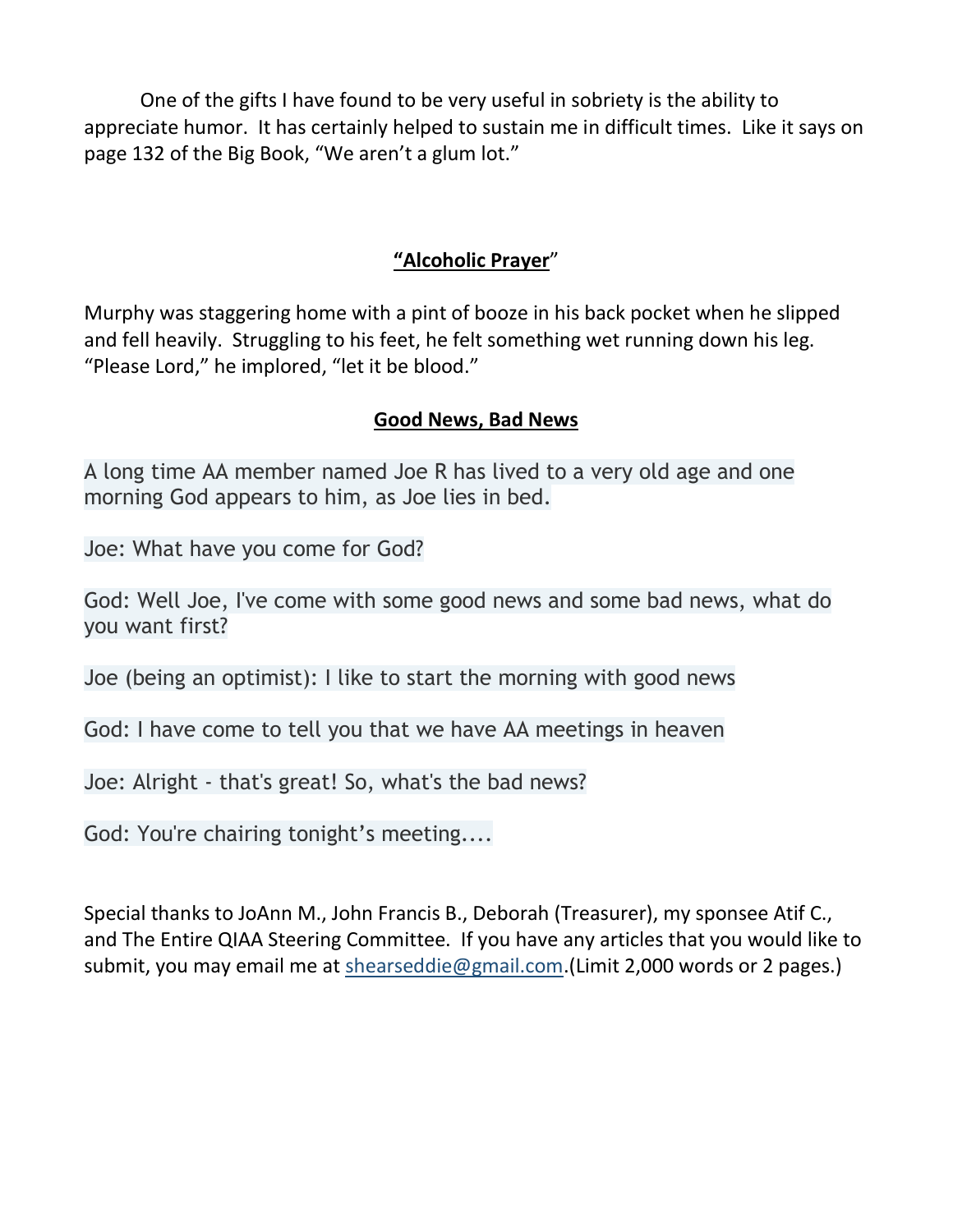One of the gifts I have found to be very useful in sobriety is the ability to appreciate humor. It has certainly helped to sustain me in difficult times. Like it says on page 132 of the Big Book, "We aren't a glum lot."

### **"Alcoholic Prayer"**

Murphy was staggering home with a pint of booze in his back pocket when he slipped and fell heavily. Struggling to his feet, he felt something wet running down his leg. "Please Lord," he implored, "let it be blood."

### **Good News, Bad News**

A long time AA member named Joe R has lived to a very old age and one morning God appears to him, as Joe lies in bed.

Joe: What have you come for God?

God: Well Joe, I've come with some good news and some bad news, what do you want first?

Joe (being an optimist): I like to start the morning with good news

God: I have come to tell you that we have AA meetings in heaven

Joe: Alright - that's great! So, what's the bad news?

God: You're chairing tonight's meeting....

Special thanks to JoAnn M., John Francis B., Deborah (Treasurer), my sponsee Atif C., and The Entire QIAA Steering Committee. If you have any articles that you would like to submit, you may email me at shearseddie@gmail.com.(Limit 2,000 words or 2 pages.)